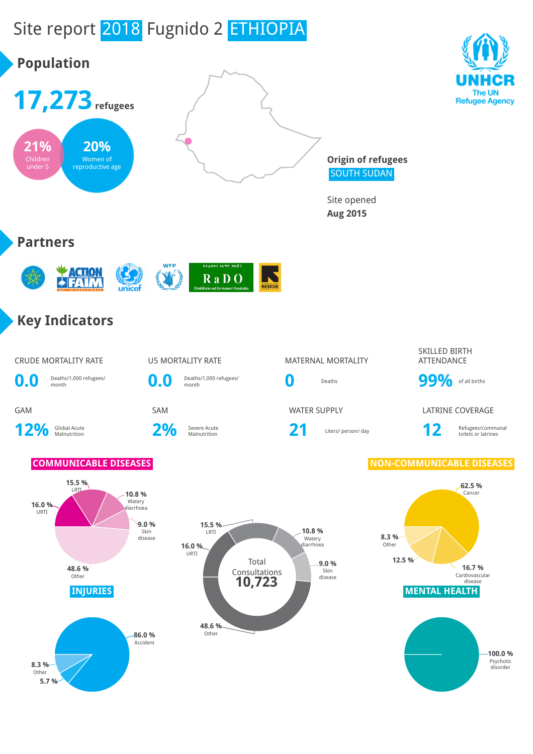# Site report 2018 Fugnido 2 ETHIOPIA

UNHCR
The UN Refugee Agency

## Population

**17,273** refugees

**21%** Children under 5

**20%** Women of reproductive age

**Origin of refugees**
SOUTH SUDAN

Site opened
**Aug 2015**

## Partners

## Key Indicators

| CRUDE MORTALITY RATE | U5 MORTALITY RATE | MATERNAL MORTALITY | SKILLED BIRTH ATTENDANCE |
|---|---|---|---|
| **0.0** Deaths/1,000 refugees/ month | **0.0** Deaths/1,000 refugees/ month | **0** Deaths | **99%** of all births |

| GAM | SAM | WATER SUPPLY | LATRINE COVERAGE |
|---|---|---|---|
| **12%** Global Acute Malnutrition | **2%** Severe Acute Malnutrition | **21** Liters/ person/ day | **12** Refugees/communal toilets or latrines |

### COMMUNICABLE DISEASES

- 15.5 % LRTI
- 10.8 % Watery diarrhoea
- 9.0 % Skin disease
- 16.0 % URTI
- 48.6 % Other

### Total Consultations 10,723

- 15.5 % LRTI
- 10.8 % Watery diarrhoea
- 9.0 % Skin disease
- 16.0 % URTI
- 48.6 % Other

### NON-COMMUNICABLE DISEASES

- 62.5 % Cancer
- 8.3 % Other
- 12.5 %
- 16.7 % Cardiovascular disease

### INJURIES

- 86.0 % Accident
- 8.3 % Other
- 5.7 %

### MENTAL HEALTH

- 100.0 % Psychotic disorder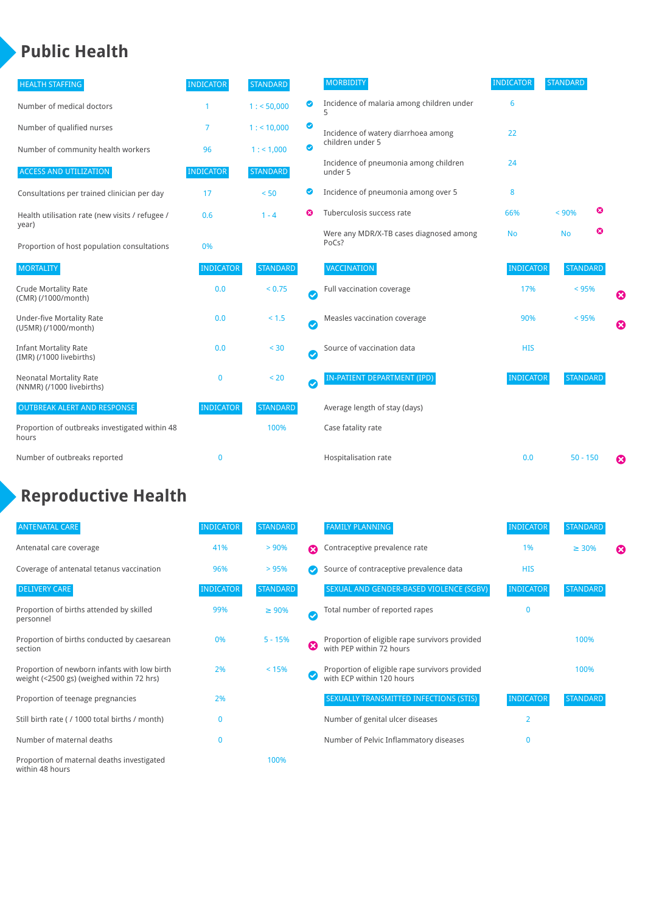# Public Health

| HEALTH STAFFING | INDICATOR | STANDARD | |
|---|---|---|---|
| Number of medical doctors | 1 | 1 : < 50,000 | ✔ |
| Number of qualified nurses | 7 | 1 : < 10,000 | ✔ |
| Number of community health workers | 96 | 1 : < 1,000 | ✔ |

| ACCESS AND UTILIZATION | INDICATOR | STANDARD | |
|---|---|---|---|
| Consultations per trained clinician per day | 17 | < 50 | ✔ |
| Health utilisation rate (new visits / refugee / year) | 0.6 | 1 - 4 | ✖ |
| Proportion of host population consultations | 0% | | |

| MORTALITY | INDICATOR | STANDARD | |
|---|---|---|---|
| Crude Mortality Rate (CMR) (/1000/month) | 0.0 | < 0.75 | ✔ |
| Under-five Mortality Rate (U5MR) (/1000/month) | 0.0 | < 1.5 | ✔ |
| Infant Mortality Rate (IMR) (/1000 livebirths) | 0.0 | < 30 | ✔ |
| Neonatal Mortality Rate (NNMR) (/1000 livebirths) | 0 | < 20 | ✔ |

| OUTBREAK ALERT AND RESPONSE | INDICATOR | STANDARD |
|---|---|---|
| Proportion of outbreaks investigated within 48 hours | | 100% |
| Number of outbreaks reported | 0 | |

| MORBIDITY | INDICATOR | STANDARD | |
|---|---|---|---|
| Incidence of malaria among children under 5 | 6 | | |
| Incidence of watery diarrhoea among children under 5 | 22 | | |
| Incidence of pneumonia among children under 5 | 24 | | |
| Incidence of pneumonia among over 5 | 8 | | |
| Tuberculosis success rate | 66% | < 90% | ✖ |
| Were any MDR/X-TB cases diagnosed among PoCs? | No | No | ✖ |

| VACCINATION | INDICATOR | STANDARD | |
|---|---|---|---|
| Full vaccination coverage | 17% | < 95% | ✖ |
| Measles vaccination coverage | 90% | < 95% | ✖ |
| Source of vaccination data | HIS | | |

| IN-PATIENT DEPARTMENT (IPD) | INDICATOR | STANDARD | |
|---|---|---|---|
| Average length of stay (days) | | | |
| Case fatality rate | | | |
| Hospitalisation rate | 0.0 | 50 - 150 | ✖ |

# Reproductive Health

| ANTENATAL CARE | INDICATOR | STANDARD | |
|---|---|---|---|
| Antenatal care coverage | 41% | > 90% | ✖ |
| Coverage of antenatal tetanus vaccination | 96% | > 95% | ✔ |

| DELIVERY CARE | INDICATOR | STANDARD | |
|---|---|---|---|
| Proportion of births attended by skilled personnel | 99% | ≥ 90% | ✔ |
| Proportion of births conducted by caesarean section | 0% | 5 - 15% | ✖ |
| Proportion of newborn infants with low birth weight (<2500 gs) (weighed within 72 hrs) | 2% | < 15% | ✔ |
| Proportion of teenage pregnancies | 2% | | |
| Still birth rate ( / 1000 total births / month) | 0 | | |
| Number of maternal deaths | 0 | | |
| Proportion of maternal deaths investigated within 48 hours | | 100% | |

| FAMILY PLANNING | INDICATOR | STANDARD | |
|---|---|---|---|
| Contraceptive prevalence rate | 1% | ≥ 30% | ✖ |
| Source of contraceptive prevalence data | HIS | | |

| SEXUAL AND GENDER-BASED VIOLENCE (SGBV) | INDICATOR | STANDARD |
|---|---|---|
| Total number of reported rapes | 0 | |
| Proportion of eligible rape survivors provided with PEP within 72 hours | | 100% |
| Proportion of eligible rape survivors provided with ECP within 120 hours | | 100% |

| SEXUALLY TRANSMITTED INFECTIONS (STIS) | INDICATOR | STANDARD |
|---|---|---|
| Number of genital ulcer diseases | 2 | |
| Number of Pelvic Inflammatory diseases | 0 | |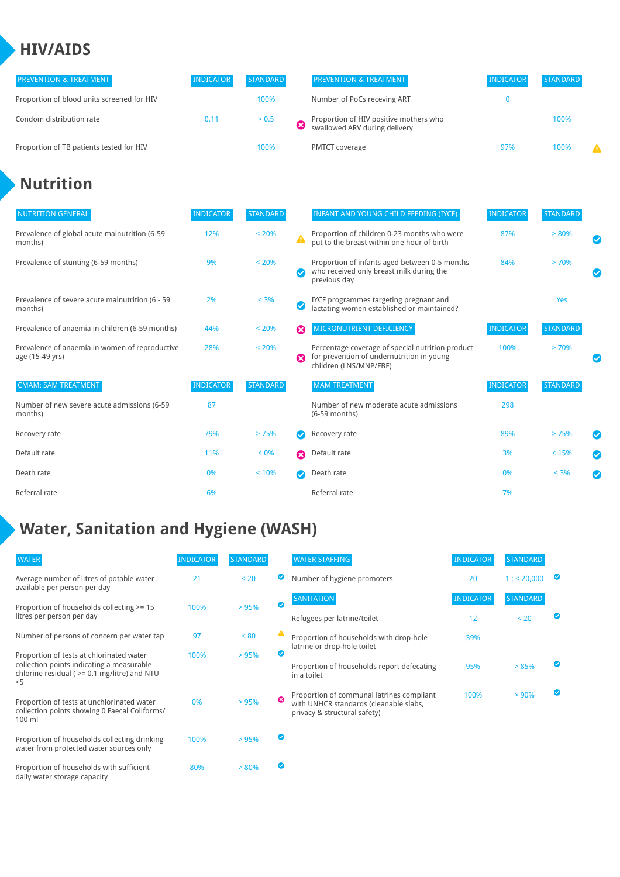# HIV/AIDS

| PREVENTION & TREATMENT | INDICATOR | STANDARD |
|---|---|---|
| Proportion of blood units screened for HIV | | 100% |
| Condom distribution rate | 0.11 | > 0.5 |
| Proportion of TB patients tested for HIV | | 100% |

| PREVENTION & TREATMENT | INDICATOR | STANDARD |
|---|---|---|
| Number of PoCs receving ART | 0 | |
| Proportion of HIV positive mothers who swallowed ARV during delivery | | 100% |
| PMTCT coverage | 97% | 100% |

# Nutrition

| NUTRITION GENERAL | INDICATOR | STANDARD |
|---|---|---|
| Prevalence of global acute malnutrition (6-59 months) | 12% | < 20% |
| Prevalence of stunting (6-59 months) | 9% | < 20% |
| Prevalence of severe acute malnutrition (6 - 59 months) | 2% | < 3% |
| Prevalence of anaemia in children (6-59 months) | 44% | < 20% |
| Prevalence of anaemia in women of reproductive age (15-49 yrs) | 28% | < 20% |

| INFANT AND YOUNG CHILD FEEDING (IYCF) | INDICATOR | STANDARD |
|---|---|---|
| Proportion of children 0-23 months who were put to the breast within one hour of birth | 87% | > 80% |
| Proportion of infants aged between 0-5 months who received only breast milk during the previous day | 84% | > 70% |
| IYCF programmes targeting pregnant and lactating women established or maintained? | | Yes |

| MICRONUTRIENT DEFICIENCY | INDICATOR | STANDARD |
|---|---|---|
| Percentage coverage of special nutrition product for prevention of undernutrition in young children (LNS/MNP/FBF) | 100% | > 70% |

| CMAM: SAM TREATMENT | INDICATOR | STANDARD |
|---|---|---|
| Number of new severe acute admissions (6-59 months) | 87 | |
| Recovery rate | 79% | > 75% |
| Default rate | 11% | < 0% |
| Death rate | 0% | < 10% |
| Referral rate | 6% | |

| MAM TREATMENT | INDICATOR | STANDARD |
|---|---|---|
| Number of new moderate acute admissions (6-59 months) | 298 | |
| Recovery rate | 89% | > 75% |
| Default rate | 3% | < 15% |
| Death rate | 0% | < 3% |
| Referral rate | 7% | |

# Water, Sanitation and Hygiene (WASH)

| WATER | INDICATOR | STANDARD |
|---|---|---|
| Average number of litres of potable water available per person per day | 21 | < 20 |
| Proportion of households collecting >= 15 litres per person per day | 100% | > 95% |
| Number of persons of concern per water tap | 97 | < 80 |
| Proportion of tests at chlorinated water collection points indicating a measurable chlorine residual ( >= 0.1 mg/litre) and NTU <5 | 100% | > 95% |
| Proportion of tests at unchlorinated water collection points showing 0 Faecal Coliforms/ 100 ml | 0% | > 95% |
| Proportion of households collecting drinking water from protected water sources only | 100% | > 95% |
| Proportion of households with sufficient daily water storage capacity | 80% | > 80% |

| WATER STAFFING | INDICATOR | STANDARD |
|---|---|---|
| Number of hygiene promoters | 20 | 1 : < 20,000 |

| SANITATION | INDICATOR | STANDARD |
|---|---|---|
| Refugees per latrine/toilet | 12 | < 20 |
| Proportion of households with drop-hole latrine or drop-hole toilet | 39% | |
| Proportion of households report defecating in a toilet | 95% | > 85% |
| Proportion of communal latrines compliant with UNHCR standards (cleanable slabs, privacy & structural safety) | 100% | > 90% |